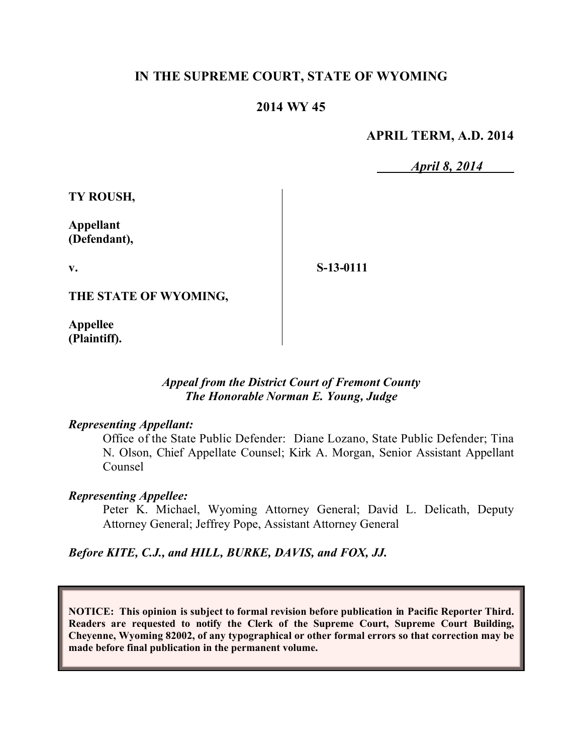# IN THE SUPREME COURT, STATE OF WYOMING

## 2014 WY 45

**APRIL TERM, A.D. 2014**

*April 8, 2014*

**TY ROUSH,**

**Appellant (Defendant),**

**v.**

**S-13-0111**

**THE STATE OF WYOMING,**

**Appellee (Plaintiff).**

*Appeal from the District Court of Fremont County*
*The Honorable Norman E. Young, Judge*

*Representing Appellant:*

Office of the State Public Defender: Diane Lozano, State Public Defender; Tina N. Olson, Chief Appellate Counsel; Kirk A. Morgan, Senior Assistant Appellant Counsel

*Representing Appellee:*

Peter K. Michael, Wyoming Attorney General; David L. Delicath, Deputy Attorney General; Jeffrey Pope, Assistant Attorney General

***Before KITE, C.J., and HILL, BURKE, DAVIS, and FOX, JJ.***

**NOTICE: This opinion is subject to formal revision before publication in Pacific Reporter Third. Readers are requested to notify the Clerk of the Supreme Court, Supreme Court Building, Cheyenne, Wyoming 82002, of any typographical or other formal errors so that correction may be made before final publication in the permanent volume.**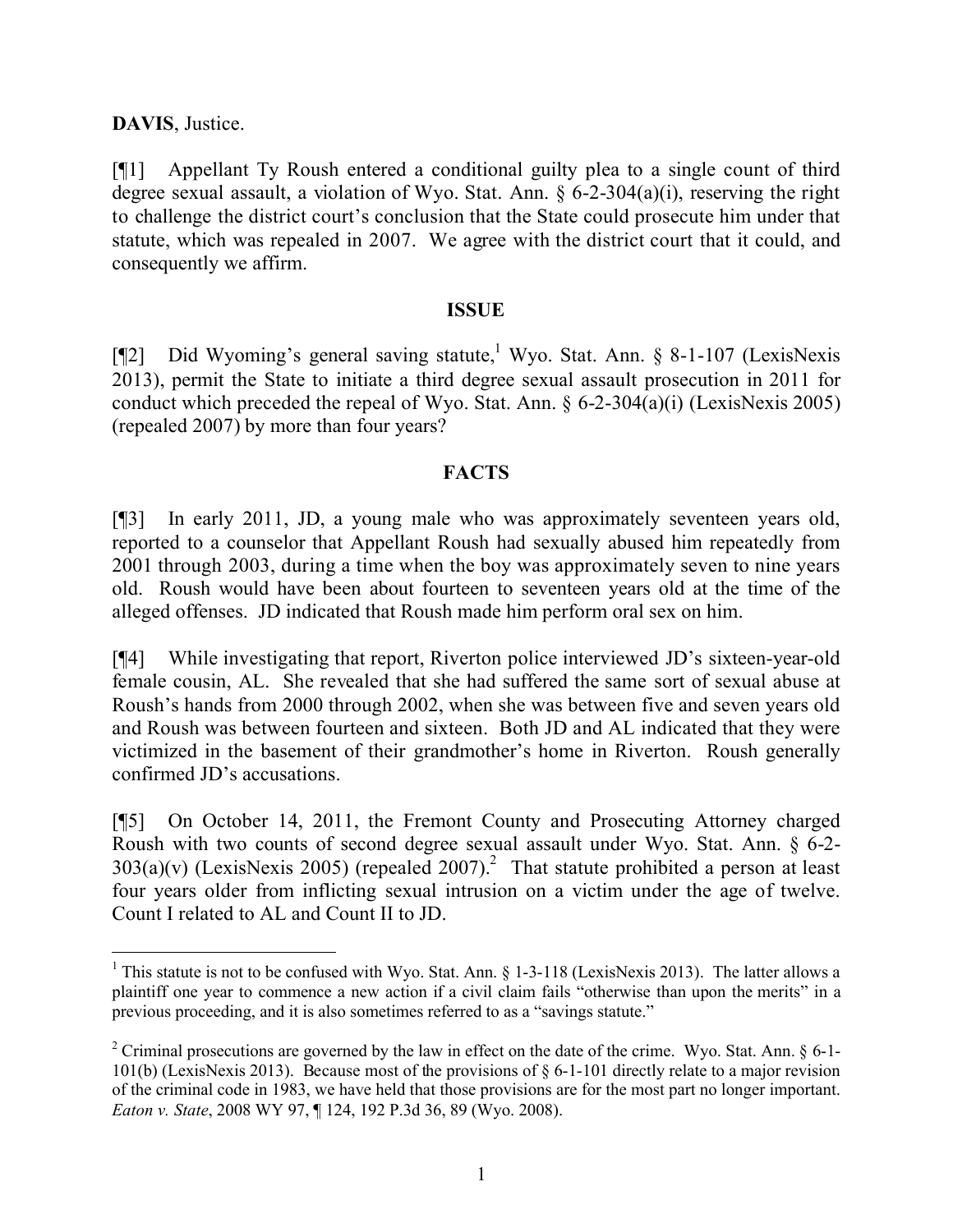**DAVIS**, Justice.

[¶1] Appellant Ty Roush entered a conditional guilty plea to a single count of third degree sexual assault, a violation of Wyo. Stat. Ann. § 6-2-304(a)(i), reserving the right to challenge the district court's conclusion that the State could prosecute him under that statute, which was repealed in 2007. We agree with the district court that it could, and consequently we affirm.

## ISSUE

[¶2] Did Wyoming's general saving statute,[1] Wyo. Stat. Ann. § 8-1-107 (LexisNexis 2013), permit the State to initiate a third degree sexual assault prosecution in 2011 for conduct which preceded the repeal of Wyo. Stat. Ann. § 6-2-304(a)(i) (LexisNexis 2005) (repealed 2007) by more than four years?

## FACTS

[¶3] In early 2011, JD, a young male who was approximately seventeen years old, reported to a counselor that Appellant Roush had sexually abused him repeatedly from 2001 through 2003, during a time when the boy was approximately seven to nine years old. Roush would have been about fourteen to seventeen years old at the time of the alleged offenses. JD indicated that Roush made him perform oral sex on him.

[¶4] While investigating that report, Riverton police interviewed JD's sixteen-year-old female cousin, AL. She revealed that she had suffered the same sort of sexual abuse at Roush's hands from 2000 through 2002, when she was between five and seven years old and Roush was between fourteen and sixteen. Both JD and AL indicated that they were victimized in the basement of their grandmother's home in Riverton. Roush generally confirmed JD's accusations.

[¶5] On October 14, 2011, the Fremont County and Prosecuting Attorney charged Roush with two counts of second degree sexual assault under Wyo. Stat. Ann. § 6-2-303(a)(v) (LexisNexis 2005) (repealed 2007).[2] That statute prohibited a person at least four years older from inflicting sexual intrusion on a victim under the age of twelve. Count I related to AL and Count II to JD.

---

[1] This statute is not to be confused with Wyo. Stat. Ann. § 1-3-118 (LexisNexis 2013). The latter allows a plaintiff one year to commence a new action if a civil claim fails "otherwise than upon the merits" in a previous proceeding, and it is also sometimes referred to as a "savings statute."

[2] Criminal prosecutions are governed by the law in effect on the date of the crime. Wyo. Stat. Ann. § 6-1-101(b) (LexisNexis 2013). Because most of the provisions of § 6-1-101 directly relate to a major revision of the criminal code in 1983, we have held that those provisions are for the most part no longer important. *Eaton v. State*, 2008 WY 97, ¶ 124, 192 P.3d 36, 89 (Wyo. 2008).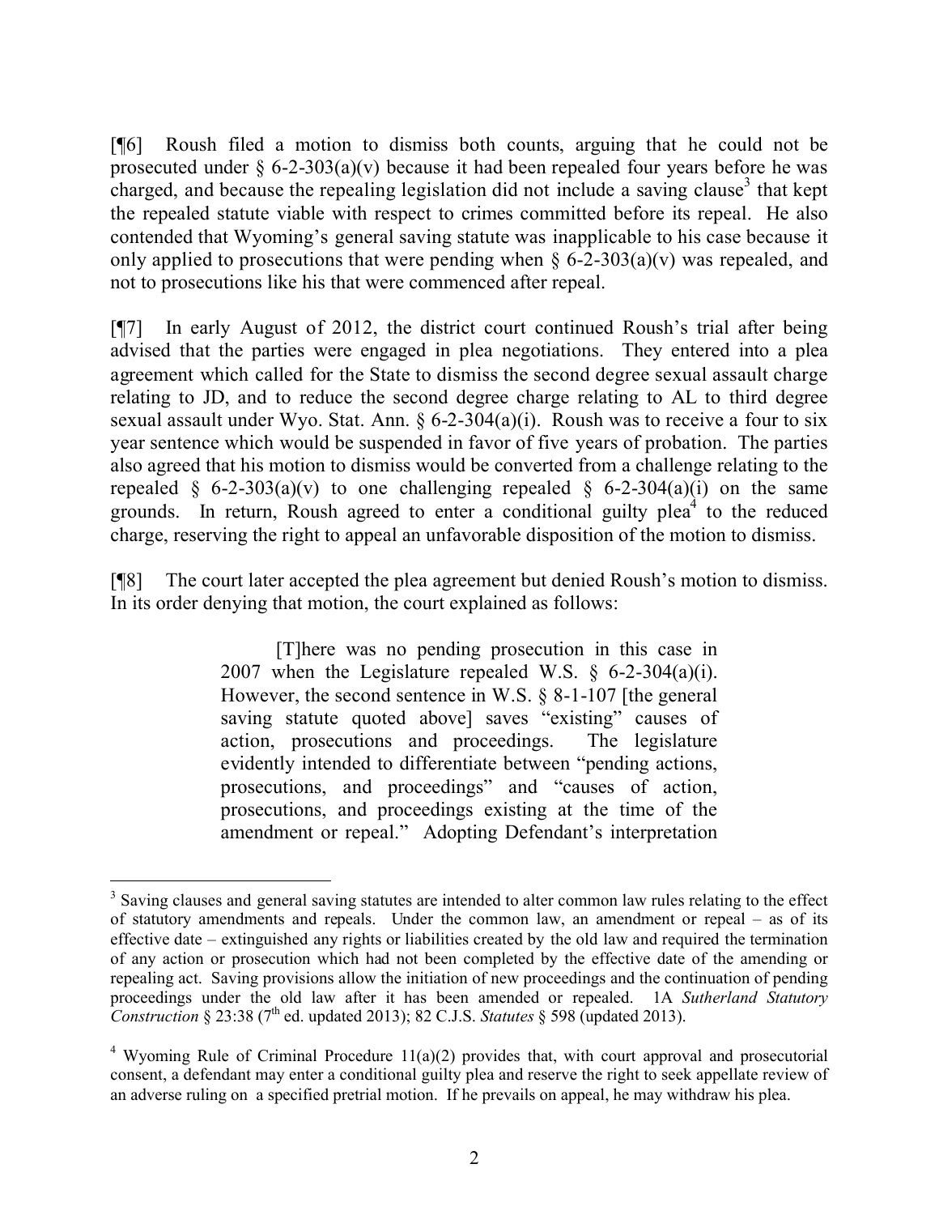[¶6] Roush filed a motion to dismiss both counts, arguing that he could not be prosecuted under § 6-2-303(a)(v) because it had been repealed four years before he was charged, and because the repealing legislation did not include a saving clause[3] that kept the repealed statute viable with respect to crimes committed before its repeal. He also contended that Wyoming's general saving statute was inapplicable to his case because it only applied to prosecutions that were pending when § 6-2-303(a)(v) was repealed, and not to prosecutions like his that were commenced after repeal.

[¶7] In early August of 2012, the district court continued Roush's trial after being advised that the parties were engaged in plea negotiations. They entered into a plea agreement which called for the State to dismiss the second degree sexual assault charge relating to JD, and to reduce the second degree charge relating to AL to third degree sexual assault under Wyo. Stat. Ann. § 6-2-304(a)(i). Roush was to receive a four to six year sentence which would be suspended in favor of five years of probation. The parties also agreed that his motion to dismiss would be converted from a challenge relating to the repealed § 6-2-303(a)(v) to one challenging repealed § 6-2-304(a)(i) on the same grounds. In return, Roush agreed to enter a conditional guilty plea[4] to the reduced charge, reserving the right to appeal an unfavorable disposition of the motion to dismiss.

[¶8] The court later accepted the plea agreement but denied Roush's motion to dismiss. In its order denying that motion, the court explained as follows:

> [T]here was no pending prosecution in this case in 2007 when the Legislature repealed W.S. § 6-2-304(a)(i). However, the second sentence in W.S. § 8-1-107 [the general saving statute quoted above] saves "existing" causes of action, prosecutions and proceedings. The legislature evidently intended to differentiate between "pending actions, prosecutions, and proceedings" and "causes of action, prosecutions, and proceedings existing at the time of the amendment or repeal." Adopting Defendant's interpretation

---

[3] Saving clauses and general saving statutes are intended to alter common law rules relating to the effect of statutory amendments and repeals. Under the common law, an amendment or repeal – as of its effective date – extinguished any rights or liabilities created by the old law and required the termination of any action or prosecution which had not been completed by the effective date of the amending or repealing act. Saving provisions allow the initiation of new proceedings and the continuation of pending proceedings under the old law after it has been amended or repealed. 1A *Sutherland Statutory Construction* § 23:38 (7th ed. updated 2013); 82 C.J.S. *Statutes* § 598 (updated 2013).

[4] Wyoming Rule of Criminal Procedure 11(a)(2) provides that, with court approval and prosecutorial consent, a defendant may enter a conditional guilty plea and reserve the right to seek appellate review of an adverse ruling on a specified pretrial motion. If he prevails on appeal, he may withdraw his plea.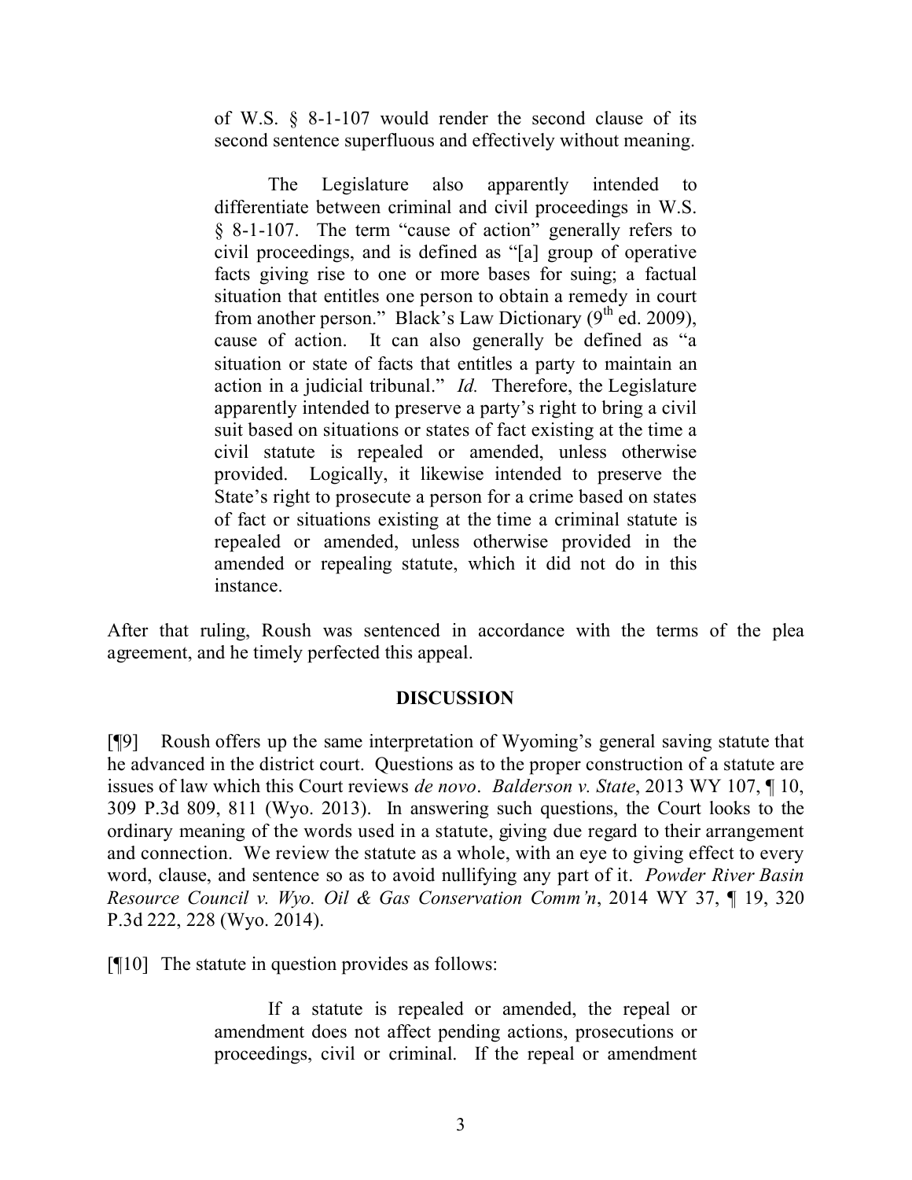> of W.S. § 8-1-107 would render the second clause of its second sentence superfluous and effectively without meaning.
>
> The Legislature also apparently intended to differentiate between criminal and civil proceedings in W.S. § 8-1-107. The term "cause of action" generally refers to civil proceedings, and is defined as "[a] group of operative facts giving rise to one or more bases for suing; a factual situation that entitles one person to obtain a remedy in court from another person." Black's Law Dictionary (9th ed. 2009), cause of action. It can also generally be defined as "a situation or state of facts that entitles a party to maintain an action in a judicial tribunal." *Id.* Therefore, the Legislature apparently intended to preserve a party's right to bring a civil suit based on situations or states of fact existing at the time a civil statute is repealed or amended, unless otherwise provided. Logically, it likewise intended to preserve the State's right to prosecute a person for a crime based on states of fact or situations existing at the time a criminal statute is repealed or amended, unless otherwise provided in the amended or repealing statute, which it did not do in this instance.

After that ruling, Roush was sentenced in accordance with the terms of the plea agreement, and he timely perfected this appeal.

## DISCUSSION

[¶9] Roush offers up the same interpretation of Wyoming's general saving statute that he advanced in the district court. Questions as to the proper construction of a statute are issues of law which this Court reviews *de novo*. *Balderson v. State*, 2013 WY 107, ¶ 10, 309 P.3d 809, 811 (Wyo. 2013). In answering such questions, the Court looks to the ordinary meaning of the words used in a statute, giving due regard to their arrangement and connection. We review the statute as a whole, with an eye to giving effect to every word, clause, and sentence so as to avoid nullifying any part of it. *Powder River Basin Resource Council v. Wyo. Oil & Gas Conservation Comm'n*, 2014 WY 37, ¶ 19, 320 P.3d 222, 228 (Wyo. 2014).

[¶10] The statute in question provides as follows:

> If a statute is repealed or amended, the repeal or amendment does not affect pending actions, prosecutions or proceedings, civil or criminal. If the repeal or amendment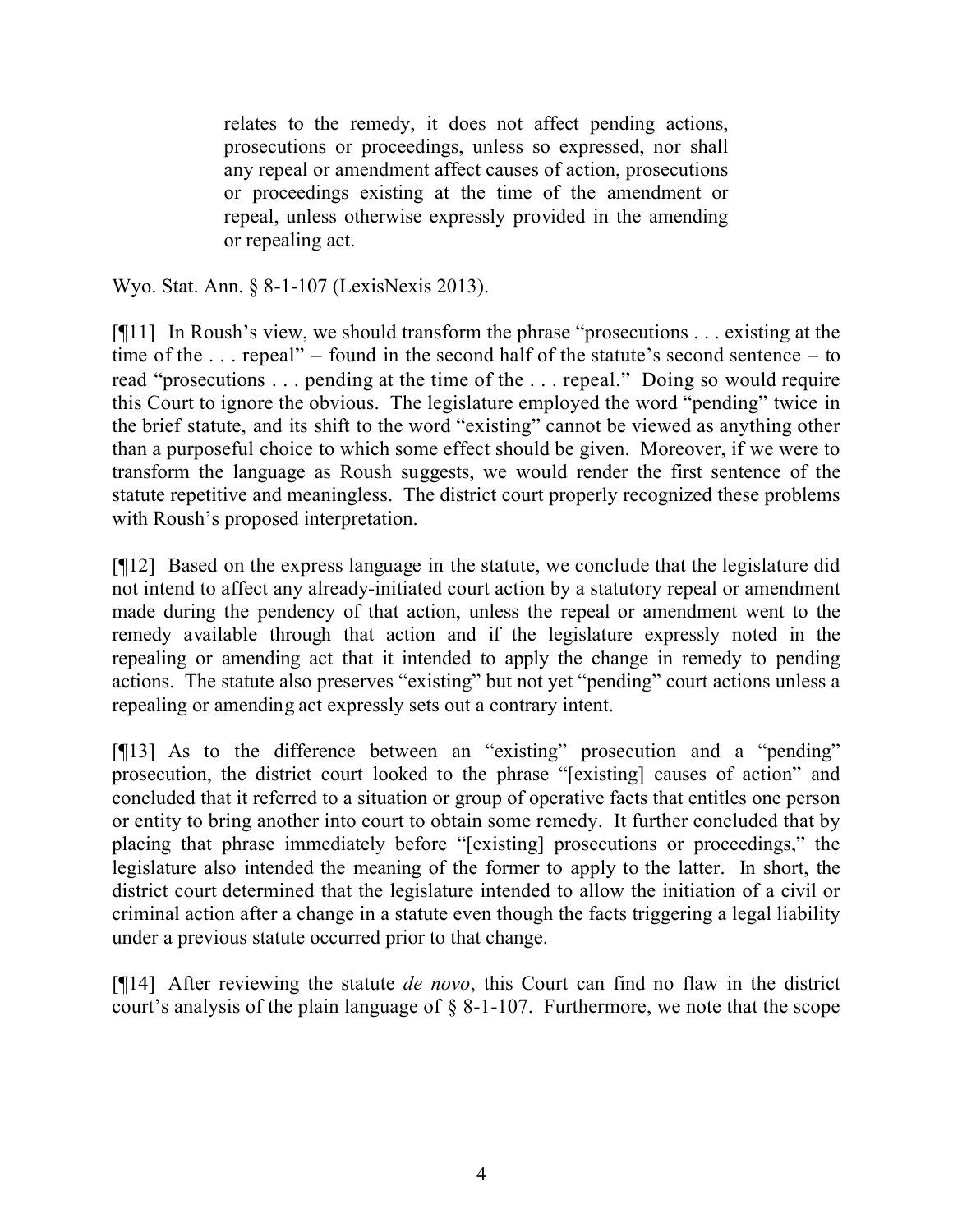> relates to the remedy, it does not affect pending actions, prosecutions or proceedings, unless so expressed, nor shall any repeal or amendment affect causes of action, prosecutions or proceedings existing at the time of the amendment or repeal, unless otherwise expressly provided in the amending or repealing act.

Wyo. Stat. Ann. § 8-1-107 (LexisNexis 2013).

[¶11] In Roush's view, we should transform the phrase "prosecutions . . . existing at the time of the . . . repeal" – found in the second half of the statute's second sentence – to read "prosecutions . . . pending at the time of the . . . repeal." Doing so would require this Court to ignore the obvious. The legislature employed the word "pending" twice in the brief statute, and its shift to the word "existing" cannot be viewed as anything other than a purposeful choice to which some effect should be given. Moreover, if we were to transform the language as Roush suggests, we would render the first sentence of the statute repetitive and meaningless. The district court properly recognized these problems with Roush's proposed interpretation.

[¶12] Based on the express language in the statute, we conclude that the legislature did not intend to affect any already-initiated court action by a statutory repeal or amendment made during the pendency of that action, unless the repeal or amendment went to the remedy available through that action and if the legislature expressly noted in the repealing or amending act that it intended to apply the change in remedy to pending actions. The statute also preserves "existing" but not yet "pending" court actions unless a repealing or amending act expressly sets out a contrary intent.

[¶13] As to the difference between an "existing" prosecution and a "pending" prosecution, the district court looked to the phrase "[existing] causes of action" and concluded that it referred to a situation or group of operative facts that entitles one person or entity to bring another into court to obtain some remedy. It further concluded that by placing that phrase immediately before "[existing] prosecutions or proceedings," the legislature also intended the meaning of the former to apply to the latter. In short, the district court determined that the legislature intended to allow the initiation of a civil or criminal action after a change in a statute even though the facts triggering a legal liability under a previous statute occurred prior to that change.

[¶14] After reviewing the statute *de novo*, this Court can find no flaw in the district court's analysis of the plain language of § 8-1-107. Furthermore, we note that the scope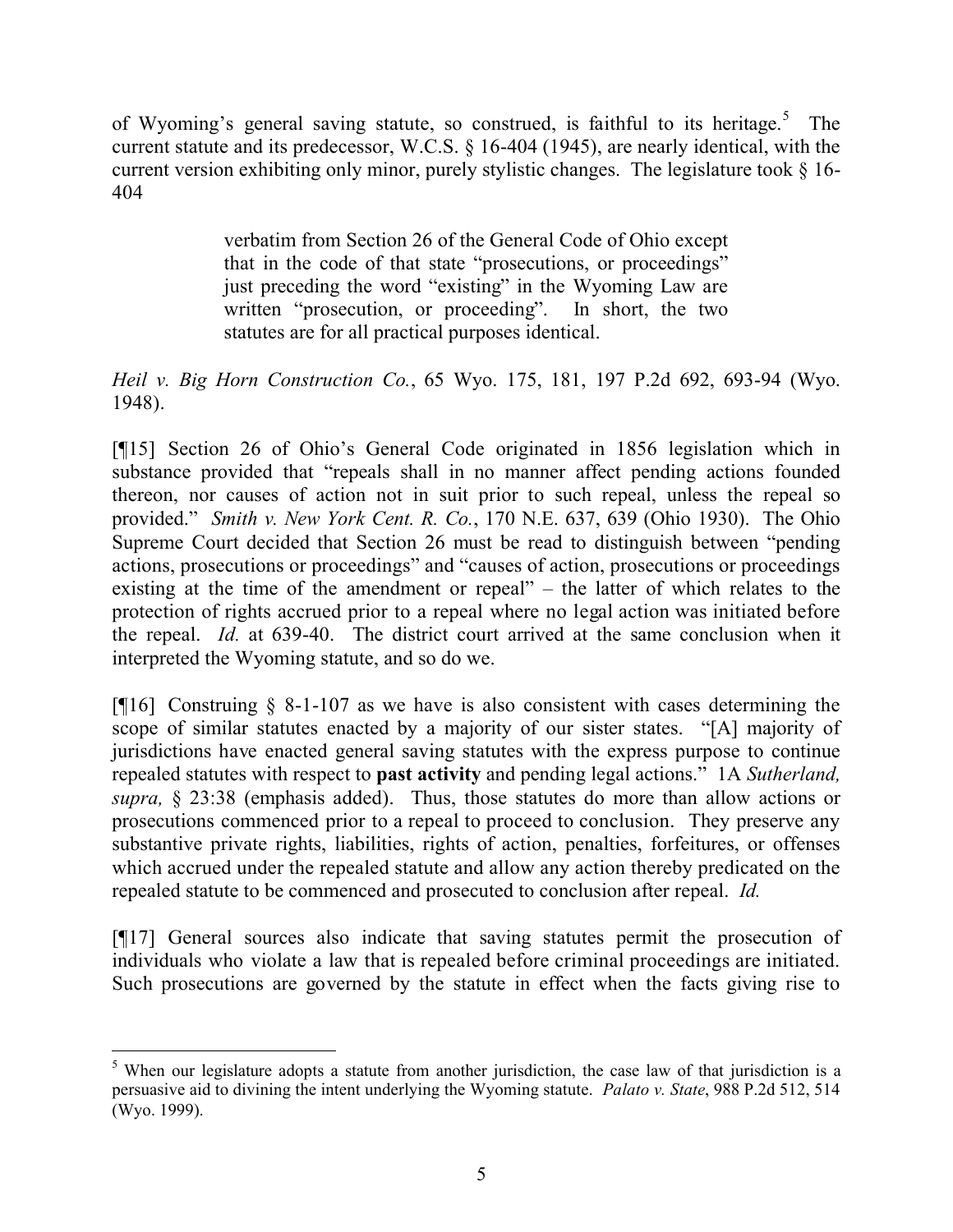of Wyoming's general saving statute, so construed, is faithful to its heritage.[5] The current statute and its predecessor, W.C.S. § 16-404 (1945), are nearly identical, with the current version exhibiting only minor, purely stylistic changes. The legislature took § 16-404

> verbatim from Section 26 of the General Code of Ohio except that in the code of that state "prosecutions, or proceedings" just preceding the word "existing" in the Wyoming Law are written "prosecution, or proceeding". In short, the two statutes are for all practical purposes identical.

*Heil v. Big Horn Construction Co.*, 65 Wyo. 175, 181, 197 P.2d 692, 693-94 (Wyo. 1948).

[¶15] Section 26 of Ohio's General Code originated in 1856 legislation which in substance provided that "repeals shall in no manner affect pending actions founded thereon, nor causes of action not in suit prior to such repeal, unless the repeal so provided." *Smith v. New York Cent. R. Co.*, 170 N.E. 637, 639 (Ohio 1930). The Ohio Supreme Court decided that Section 26 must be read to distinguish between "pending actions, prosecutions or proceedings" and "causes of action, prosecutions or proceedings existing at the time of the amendment or repeal" – the latter of which relates to the protection of rights accrued prior to a repeal where no legal action was initiated before the repeal. *Id.* at 639-40. The district court arrived at the same conclusion when it interpreted the Wyoming statute, and so do we.

[¶16] Construing § 8-1-107 as we have is also consistent with cases determining the scope of similar statutes enacted by a majority of our sister states. "[A] majority of jurisdictions have enacted general saving statutes with the express purpose to continue repealed statutes with respect to **past activity** and pending legal actions." 1A *Sutherland, supra,* § 23:38 (emphasis added). Thus, those statutes do more than allow actions or prosecutions commenced prior to a repeal to proceed to conclusion. They preserve any substantive private rights, liabilities, rights of action, penalties, forfeitures, or offenses which accrued under the repealed statute and allow any action thereby predicated on the repealed statute to be commenced and prosecuted to conclusion after repeal. *Id.*

[¶17] General sources also indicate that saving statutes permit the prosecution of individuals who violate a law that is repealed before criminal proceedings are initiated. Such prosecutions are governed by the statute in effect when the facts giving rise to

---

[5] When our legislature adopts a statute from another jurisdiction, the case law of that jurisdiction is a persuasive aid to divining the intent underlying the Wyoming statute. *Palato v. State*, 988 P.2d 512, 514 (Wyo. 1999).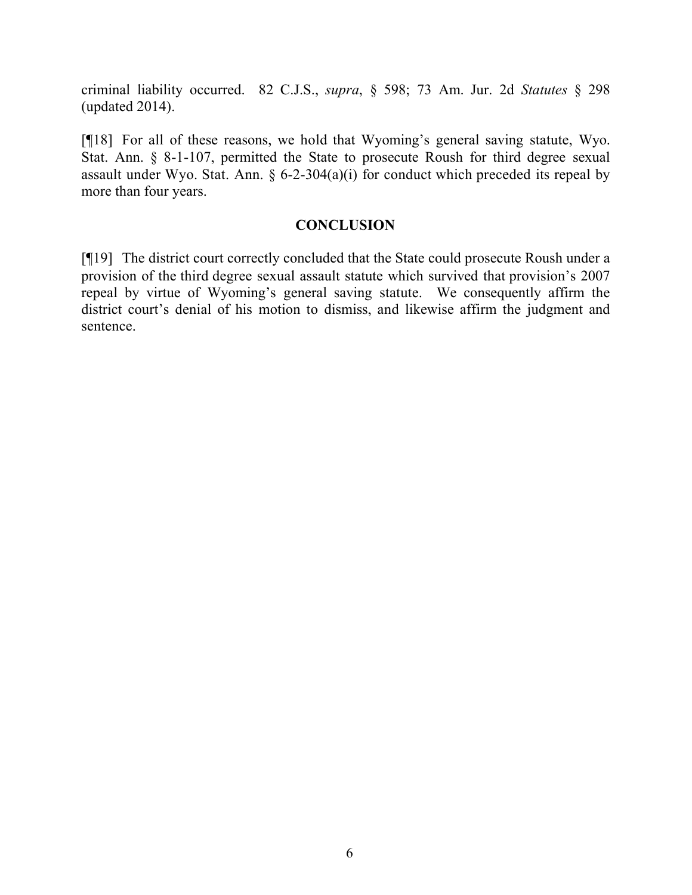criminal liability occurred. 82 C.J.S., *supra*, § 598; 73 Am. Jur. 2d *Statutes* § 298 (updated 2014).

[¶18] For all of these reasons, we hold that Wyoming's general saving statute, Wyo. Stat. Ann. § 8-1-107, permitted the State to prosecute Roush for third degree sexual assault under Wyo. Stat. Ann. § 6-2-304(a)(i) for conduct which preceded its repeal by more than four years.

## CONCLUSION

[¶19] The district court correctly concluded that the State could prosecute Roush under a provision of the third degree sexual assault statute which survived that provision's 2007 repeal by virtue of Wyoming's general saving statute. We consequently affirm the district court's denial of his motion to dismiss, and likewise affirm the judgment and sentence.